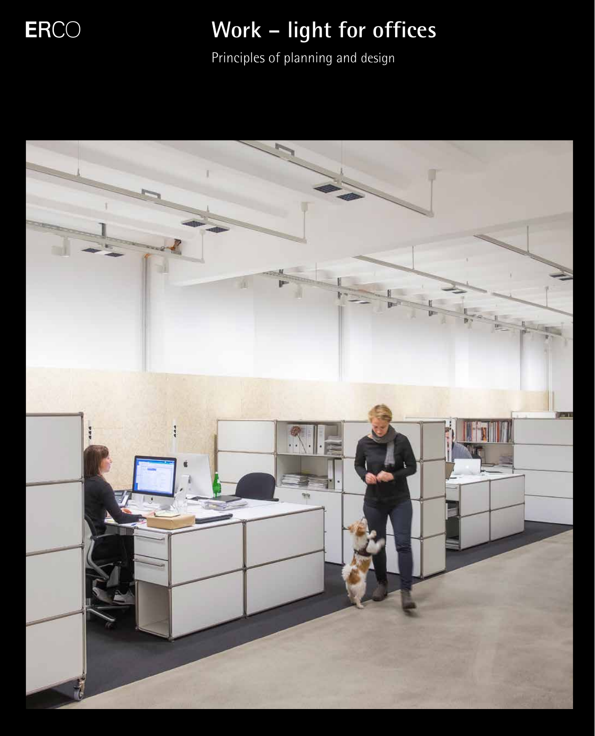ERCO

# Work – light for offices

Principles of planning and design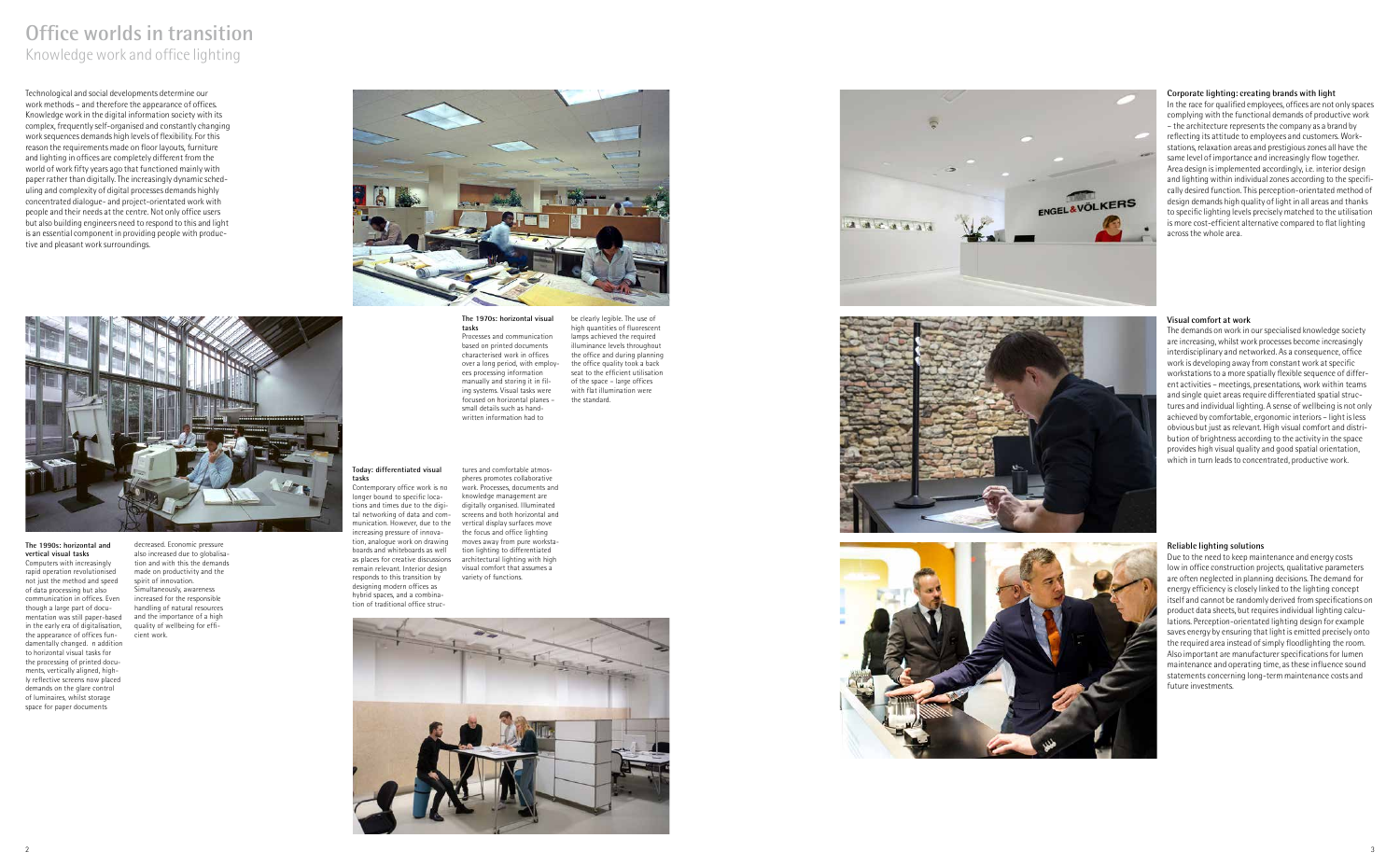# Office worlds in transition

## Knowledge work and office lighting

Technological and social developments determine our work methods – and therefore the appearance of offices. Knowledge work in the digital information society with its complex, frequently self-organised and constantly changing work sequences demands high levels of flexibility. For this reason the requirements made on floor layouts, furniture and lighting in offices are completely different from the world of work fifty years ago that functioned mainly with paper rather than digitally. The increasingly dynamic scheduling and complexity of digital processes demands highly concentrated dialogue- and project-orientated work with people and their needs at the centre. Not only office users but also building engineers need to respond to this and light is an essential component in providing people with productive and pleasant work surroundings.

**The 1990s: horizontal and vertical visual tasks**
Computers with increasingly rapid operation revolutionised not just the method and speed of data processing but also communication in offices. Even though a large part of documentation was still paper-based in the early era of digitalisation, the appearance of offices fundamentally changed. n addition to horizontal visual tasks for the processing of printed documents, vertically aligned, highly reflective screens now placed demands on the glare control of luminaires, whilst storage space for paper documents decreased. Economic pressure also increased due to globalisation and with this the demands made on productivity and the spirit of innovation. Simultaneously, awareness increased for the responsible handling of natural resources and the importance of a high quality of wellbeing for efficient work.

**The 1970s: horizontal visual tasks**
Processes and communication based on printed documents characterised work in offices over a long period, with employees processing information manually and storing it in filing systems. Visual tasks were focused on horizontal planes – small details such as handwritten information had to be clearly legible. The use of high quantities of fluorescent lamps achieved the required illuminance levels throughout the office and during planning the office quality took a back seat to the efficient utilisation of the space – large offices with flat illumination were the standard.

**Today: differentiated visual tasks**
Contemporary office work is no longer bound to specific locations and times due to the digital networking of data and communication. However, due to the increasing pressure of innovation, analogue work on drawing boards and whiteboards as well as places for creative discussions remain relevant. Interior design responds to this transition by designing modern offices as hybrid spaces, and a combination of traditional office structures and comfortable atmospheres promotes collaborative work. Processes, documents and knowledge management are digitally organised. Illuminated screens and both horizontal and vertical display surfaces move the focus and office lighting moves away from pure workstation lighting to differentiated architectural lighting with high visual comfort that assumes a variety of functions.

**Corporate lighting: creating brands with light**
In the race for qualified employees, offices are not only spaces complying with the functional demands of productive work – the architecture represents the company as a brand by reflecting its attitude to employees and customers. Workstations, relaxation areas and prestigious zones all have the same level of importance and increasingly flow together. Area design is implemented accordingly, i.e. interior design and lighting within individual zones according to the specifically desired function. This perception-orientated method of design demands high quality of light in all areas and thanks to specific lighting levels precisely matched to the utilisation is more cost-efficient alternative compared to flat lighting across the whole area.

**Visual comfort at work**
The demands on work in our specialised knowledge society are increasing, whilst work processes become increasingly interdisciplinary and networked. As a consequence, office work is developing away from constant work at specific workstations to a more spatially flexible sequence of different activities – meetings, presentations, work within teams and single quiet areas require differentiated spatial structures and individual lighting. A sense of wellbeing is not only achieved by comfortable, ergonomic interiors – light is less obvious but just as relevant. High visual comfort and distribution of brightness according to the activity in the space provides high visual quality and good spatial orientation, which in turn leads to concentrated, productive work.

**Reliable lighting solutions**
Due to the need to keep maintenance and energy costs low in office construction projects, qualitative parameters are often neglected in planning decisions. The demand for energy efficiency is closely linked to the lighting concept itself and cannot be randomly derived from specifications on product data sheets, but requires individual lighting calculations. Perception-orientated lighting design for example saves energy by ensuring that light is emitted precisely onto the required area instead of simply floodlighting the room. Also important are manufacturer specifications for lumen maintenance and operating time, as these influence sound statements concerning long-term maintenance costs and future investments.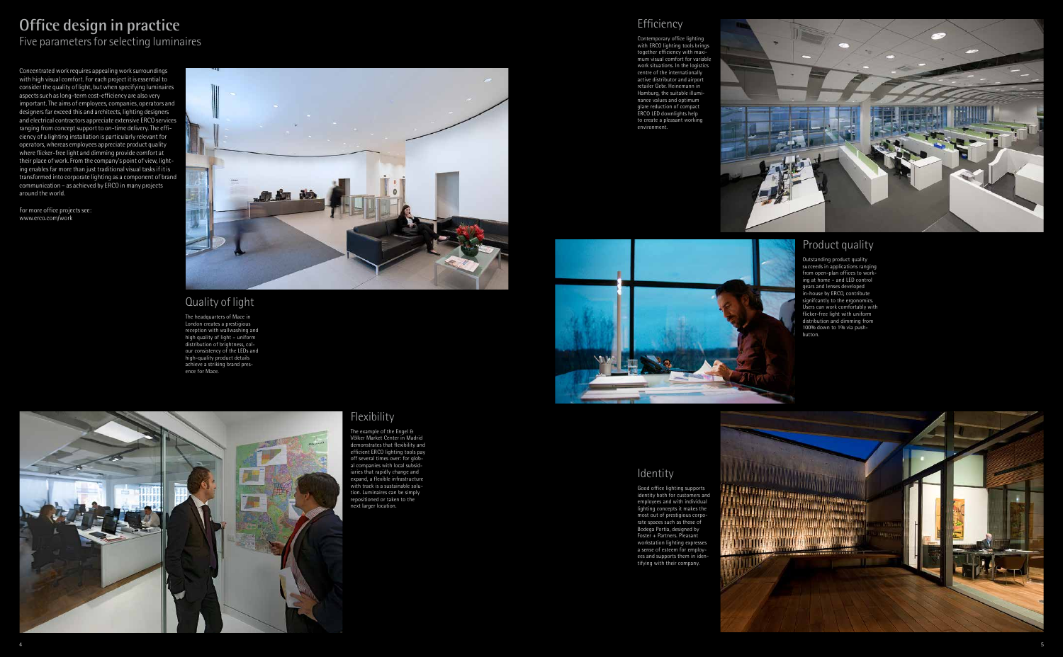# Office design in practice

Five parameters for selecting luminaires

Concentrated work requires appealing work surroundings with high visual comfort. For each project it is essential to consider the quality of light, but when specifying luminaires aspects such as long-term cost-efficiency are also very important. The aims of employees, companies, operators and designers far exceed this and architects, lighting designers and electrical contractors appreciate extensive ERCO services ranging from concept support to on-time delivery. The efficiency of a lighting installation is particularly relevant for operators, whereas employees appreciate product quality where flicker-free light and dimming provide comfort at their place of work. From the company's point of view, lighting enables far more than just traditional visual tasks if it is transformed into corporate lighting as a component of brand communication – as achieved by ERCO in many projects around the world.

For more office projects see:
www.erco.com/work

## Quality of light

The headquarters of Mace in London creates a prestigious reception with wallwashing and high quality of light – uniform distribution of brightness, colour consistency of the LEDs and high-quality product details achieve a striking brand presence for Mace.

## Flexibility

The example of the Engel & Völker Market Center in Madrid demonstrates that flexibility and efficient ERCO lighting tools pay off several times over: for global companies with local subsidiaries that rapidly change and expand, a flexible infrastructure with track is a sustainable solution. Luminaires can be simply repositioned or taken to the next larger location.

## Efficiency

Contemporary office lighting with ERCO lighting tools brings together efficiency with maximum visual comfort for variable work situations. In the logistics centre of the internationally active distributor and airport retailer Gebr. Heinemann in Hamburg, the suitable illuminance values and optimum glare reduction of compact ERCO LED downlights help to create a pleasant working environment.

## Product quality

Outstanding product quality succeeds in applications ranging from open-plan offices to working at home – and LED control gears and lenses developed in-house by ERCO, contribute significantly to the ergonomics. Users can work comfortably with flicker-free light with uniform distribution and dimming from 100% down to 1% via push-button.

## Identity

Good office lighting supports identity both for customers and employees and with individual lighting concepts it makes the most out of prestigious corporate spaces such as those of Bodega Portia, designed by Foster + Partners. Pleasant workstation lighting expresses a sense of esteem for employees and supports them in identifying with their company.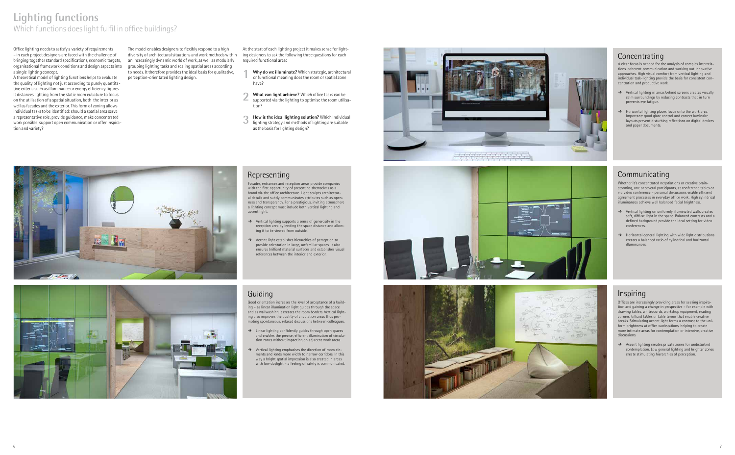# Lighting functions

## Which functions does light fulfil in office buildings?

Office lighting needs to satisfy a variety of requirements – in each project designers are faced with the challenge of bringing together standard specifications, economic targets, organisational framework conditions and design aspects into a single lighting concept.

A theoretical model of lighting functions helps to evaluate the quality of lighting not just according to purely quantitative criteria such as illuminance or energy efficiency figures. It distances lighting from the static room cubature to focus on the utilisation of a spatial situation, both the interior as well as facades and the exterior. This form of zoning allows individual tasks to be identified: should a spatial area serve a representative role, provide guidance, make concentrated work possible, support open communication or offer inspiration and variety?

The model enables designers to flexibly respond to a high diversity of architectural situations and work methods within an increasingly dynamic world of work, as well as modularly grouping lighting tasks and scaling spatial areas according to needs. It therefore provides the ideal basis for qualitative, perception-orientated lighting design.

At the start of each lighting project it makes sense for lighting designers to ask the following three questions for each required functional area:

1. **Why do we illuminate?** Which strategic, architectural or functional meaning does the room or spatial zone have?
2. **What can light achieve?** Which office tasks can be supported via the lighting to optimise the room utilisation?
3. **How is the ideal lighting solution?** Which individual lighting strategy and methods of lighting are suitable as the basis for lighting design?

### Representing

Facades, entrances and reception areas provide companies with the first opportunity of presenting themselves as a brand via the office architecture. Light sculpts architectural details and subtly communicates attributes such as openness and transparency. For a prestigious, inviting atmosphere a lighting concept must include both vertical lighting and accent light.

- → Vertical lighting supports a sense of generosity in the reception area by lending the space distance and allowing it to be viewed from outside.
- → Accent light establishes hierarchies of perception to provide orientation in large, unfamiliar spaces. It also ensures brilliant material surfaces and establishes visual references between the interior and exterior.

### Guiding

Good orientation increases the level of acceptance of a building – as linear illumination light guides through the space and as wallwashing it creates the room borders. Vertical lighting also improves the quality of circulation areas thus promoting spontaneous, relaxed discussions between colleagues.

- → Linear lighting confidently guides through open spaces and enables the precise, efficient illumination of circulation zones without impacting on adjacent work areas.
- → Vertical lighting emphasises the direction of room elements and lends more width to narrow corridors. In this way a bright spatial impression is also created in areas with low daylight – a feeling of safety is communicated.

### Concentrating

A clear focus is needed for the analysis of complex interrelations, coherent communication and working out innovative approaches. High visual comfort from vertical lighting and individual task-lighting provide the basis for consistent concentration and productive work.

- → Vertical lighting in areas behind screens creates visually calm surroundings by reducing contrasts that in turn prevents eye fatigue.
- → Horizontal lighting places focus onto the work area. Important: good glare control and correct luminaire layouts prevent disturbing reflections on digital devices and paper documents.

### Communicating

Whether it's concentrated negotiations or creative brainstorming, one or several participants, at conference tables or via video conference – personal discussions enable efficient agreement processes in everyday office work. High cylindrical illuminances achieve well balanced facial brightness.

- → Vertical lighting on uniformly illuminated walls creates soft, diffuse light in the space. Balanced contrasts and a defined background provide the ideal setting for video conferences.
- → Horizontal general lighting with wide light distributions creates a balanced ratio of cylindrical and horizontal illuminances.

### Inspiring

Offices are increasingly providing areas for seeking inspiration and gaining a change in perspective – for example with drawing tables, whiteboards, workshop equipment, reading corners, billiard tables or table tennis that enable creative breaks. Stimulating accent light forms a contrast to the uniform brightness at office workstations, helping to create more intimate areas for contemplation or intensive, creative discussions.

- → Accent lighting creates private zones for undisturbed contemplation. Low general lighting and brighter zones create stimulating hierarchies of perception.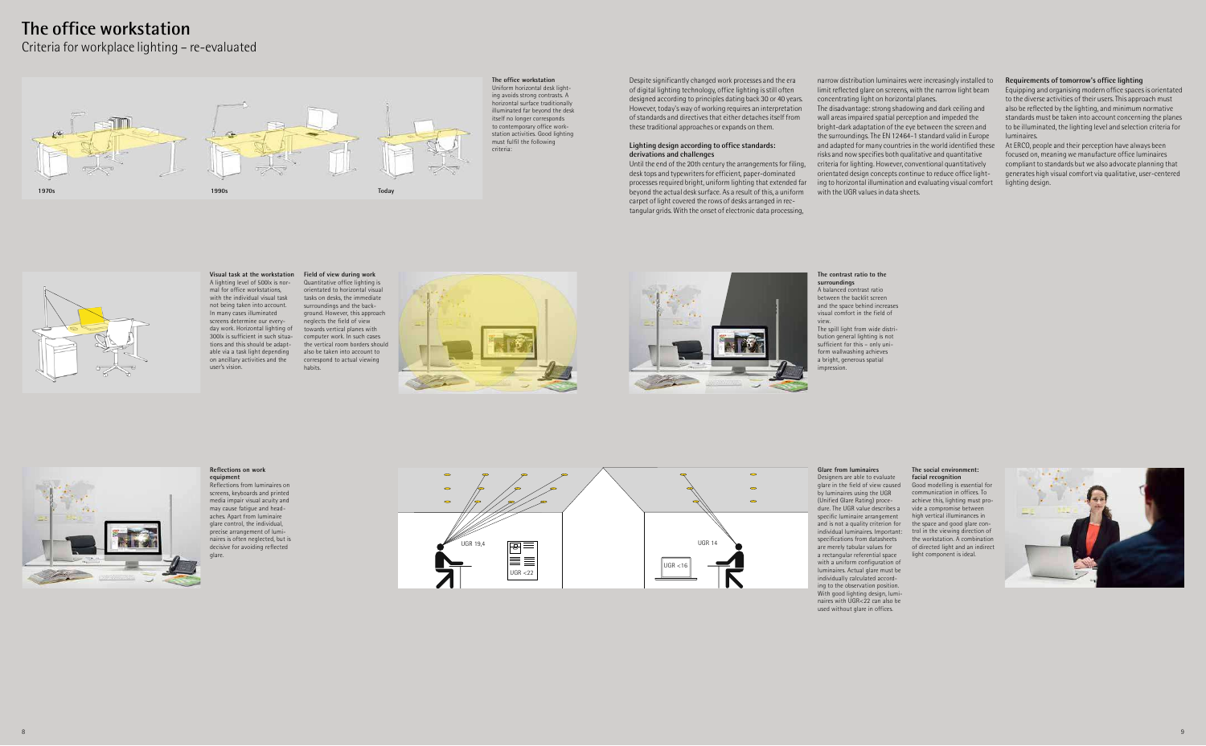# The office workstation

## Criteria for workplace lighting – re-evaluated

1970s

1990s

Today

**The office workstation**
Uniform horizontal desk lighting avoids strong contrasts. A horizontal surface traditionally illuminated far beyond the desk itself no longer corresponds to contemporary office workstation activities. Good lighting must fulfil the following criteria:

Despite significantly changed work processes and the era of digital lighting technology, office lighting is still often designed according to principles dating back 30 or 40 years. However, today's way of working requires an interpretation of standards and directives that either detaches itself from these traditional approaches or expands on them.

### Lighting design according to office standards: derivations and challenges

Until the end of the 20th century the arrangements for filing, desk tops and typewriters for efficient, paper-dominated processes required bright, uniform lighting that extended far beyond the actual desk surface. As a result of this, a uniform carpet of light covered the rows of desks arranged in rectangular grids. With the onset of electronic data processing, narrow distribution luminaires were increasingly installed to limit reflected glare on screens, with the narrow light beam concentrating light on horizontal planes.
The disadvantage: strong shadowing and dark ceiling and wall areas impaired spatial perception and impeded the bright-dark adaptation of the eye between the screen and the surroundings. The EN 12464-1 standard valid in Europe and adapted for many countries in the world identified these risks and now specifies both qualitative and quantitative criteria for lighting. However, conventional quantitatively orientated design concepts continue to reduce office lighting to horizontal illumination and evaluating visual comfort with the UGR values in data sheets.

### Requirements of tomorrow's office lighting

Equipping and organising modern office spaces is orientated to the diverse activities of their users. This approach must also be reflected by the lighting, and minimum normative standards must be taken into account concerning the planes to be illuminated, the lighting level and selection criteria for luminaires.
At ERCO, people and their perception have always been focused on, meaning we manufacture office luminaires compliant to standards but we also advocate planning that generates high visual comfort via qualitative, user-centered lighting design.

**Visual task at the workstation**
A lighting level of 500lx is normal for office workstations, with the individual visual task not being taken into account. In many cases illuminated screens determine our everyday work. Horizontal lighting of 300lx is sufficient in such situations and this should be adaptable via a task light depending on ancillary activities and the user's vision.

**Field of view during work**
Quantitative office lighting is orientated to horizontal visual tasks on desks, the immediate surroundings and the background. However, this approach neglects the field of view towards vertical planes with computer work. In such cases the vertical room borders should also be taken into account to correspond to actual viewing habits.

**The contrast ratio to the surroundings**
A balanced contrast ratio between the backlit screen and the space behind increases visual comfort in the field of view.
The spill light from wide distribution general lighting is not sufficient for this – only uniform wallwashing achieves a bright, generous spatial impression.

**Reflections on work equipment**
Reflections from luminaires on screens, keyboards and printed media impair visual acuity and may cause fatigue and headaches. Apart from luminaire glare control, the individual, precise arrangement of luminaires is often neglected, but is decisive for avoiding reflected glare.

UGR 19,4

UGR <22

UGR 14

UGR <16

**Glare from luminaires**
Designers are able to evaluate glare in the field of view caused by luminaires using the UGR (Unified Glare Rating) procedure. The UGR value describes a specific luminaire arrangement and is not a quality criterion for individual luminaires. Important: specifications from datasheets are merely tabular values for a rectangular referential space with a uniform configuration of luminaires. Actual glare must be individually calculated according to the observation position. With good lighting design, luminaires with UGR<22 can also be used without glare in offices.

**The social environment: facial recognition**
Good modelling is essential for communication in offices. To achieve this, lighting must provide a compromise between high vertical illuminances in the space and good glare control in the viewing direction of the workstation. A combination of directed light and an indirect light component is ideal.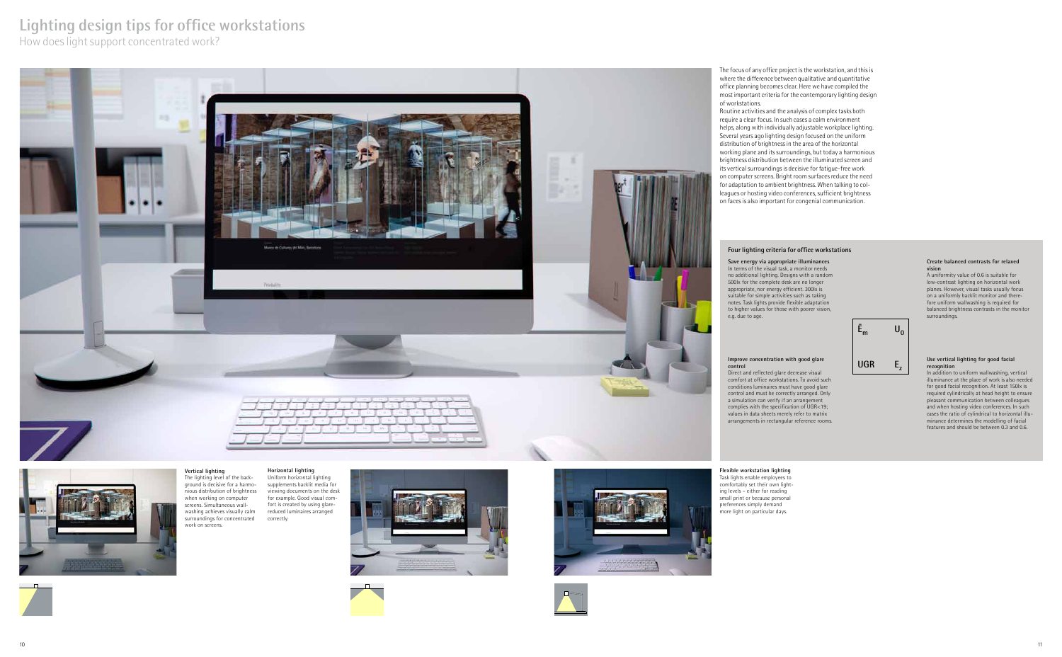# Lighting design tips for office workstations

## How does light support concentrated work?

The focus of any office project is the workstation, and this is where the difference between qualitative and quantitative office planning becomes clear. Here we have compiled the most important criteria for the contemporary lighting design of workstations.

Routine activities and the analysis of complex tasks both require a clear focus. In such cases a calm environment helps, along with individually adjustable workplace lighting. Several years ago lighting design focused on the uniform distribution of brightness in the area of the horizontal working plane and its surroundings, but today a harmonious brightness distribution between the illuminated screen and its vertical surroundings is decisive for fatigue-free work on computer screens. Bright room surfaces reduce the need for adaptation to ambient brightness. When talking to colleagues or hosting video conferences, sufficient brightness on faces is also important for congenial communication.

### Four lighting criteria for office workstations

**Save energy via appropriate illuminances**
In terms of the visual task, a monitor needs no additional lighting. Designs with a random 500lx for the complete desk are no longer appropriate, nor energy efficient. 300lx is suitable for simple activities such as taking notes. Task lights provide flexible adaptation to higher values for those with poorer vision, e.g. due to age.

**Create balanced contrasts for relaxed vision**
A uniformity value of 0.6 is suitable for low-contrast lighting on horizontal work planes. However, visual tasks usually focus on a uniformly backlit monitor and therefore uniform wallwashing is required for balanced brightness contrasts in the monitor surroundings.

| $\bar{E}_m$ | $U_0$ |
| --- | --- |
| UGR | $E_z$ |

**Improve concentration with good glare control**
Direct and reflected glare decrease visual comfort at office workstations. To avoid such conditions luminaires must have good glare control and must be correctly arranged. Only a simulation can verify if an arrangement complies with the specification of UGR<19; values in data sheets merely refer to matrix arrangements in rectangular reference rooms.

**Use vertical lighting for good facial recognition**
In addition to uniform wallwashing, vertical illuminance at the place of work is also needed for good facial recognition. At least 150lx is required cylindrically at head height to ensure pleasant communication between colleagues and when hosting video conferences. In such cases the ratio of cylindrical to horizontal illuminance determines the modelling of facial features and should be between 0.3 and 0.6.

**Vertical lighting**
The lighting level of the background is decisive for a harmonious distribution of brightness when working on computer screens. Simultaneous wallwashing achieves visually calm surroundings for concentrated work on screens.

**Horizontal lighting**
Uniform horizontal lighting supplements backlit media for viewing documents on the desk for example. Good visual comfort is created by using glare-reduced luminaires arranged correctly.

**Flexible workstation lighting**
Task lights enable employees to comfortably set their own lighting levels – either for reading small print or because personal preferences simply demand more light on particular days.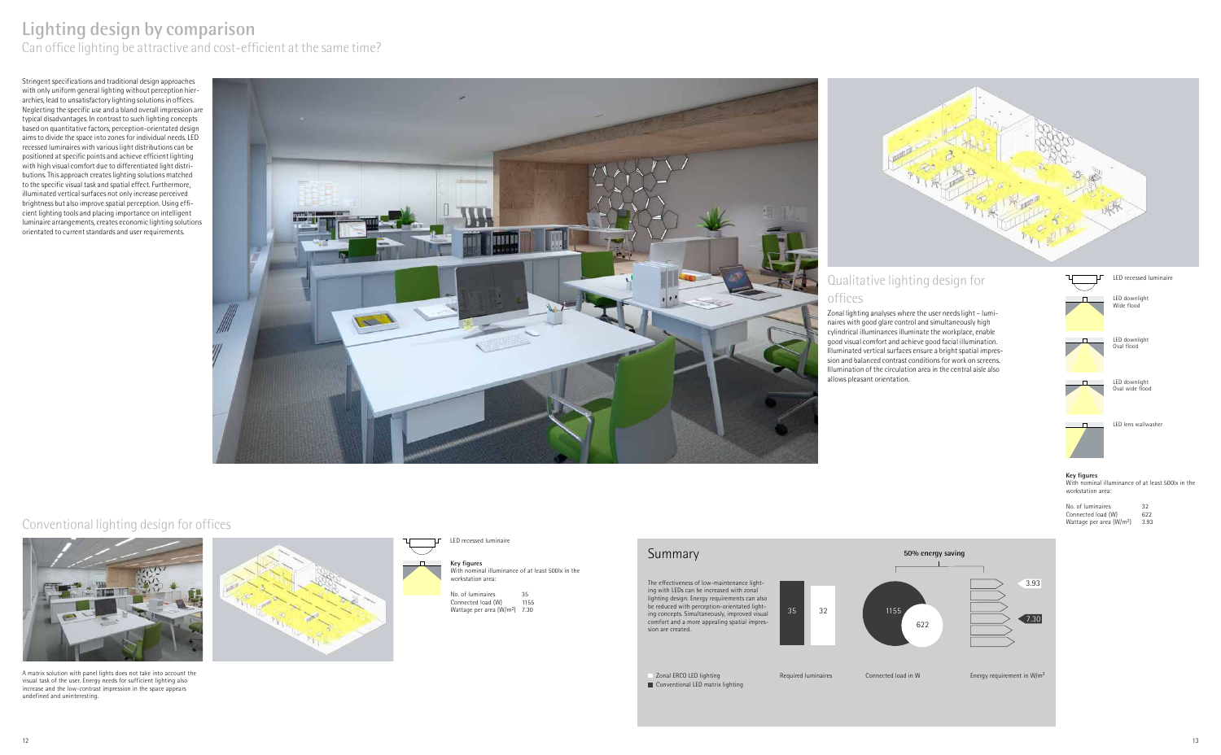# Lighting design by comparison

## Can office lighting be attractive and cost-efficient at the same time?

Stringent specifications and traditional design approaches with only uniform general lighting without perception hierarchies, lead to unsatisfactory lighting solutions in offices. Neglecting the specific use and a bland overall impression are typical disadvantages. In contrast to such lighting concepts based on quantitative factors, perception-orientated design aims to divide the space into zones for individual needs. LED recessed luminaires with various light distributions can be positioned at specific points and achieve efficient lighting with high visual comfort due to differentiated light distributions. This approach creates lighting solutions matched to the specific visual task and spatial effect. Furthermore, illuminated vertical surfaces not only increase perceived brightness but also improve spatial perception. Using efficient lighting tools and placing importance on intelligent luminaire arrangements, creates economic lighting solutions orientated to current standards and user requirements.

## Qualitative lighting design for offices

Zonal lighting analyses where the user needs light – luminaires with good glare control and simultaneously high cylindrical illuminances illuminate the workplace, enable good visual comfort and achieve good facial illumination. Illuminated vertical surfaces ensure a bright spatial impression and balanced contrast conditions for work on screens. Illumination of the circulation area in the central aisle also allows pleasant orientation.

- LED recessed luminaire
- LED downlight Wide flood
- LED downlight Oval flood
- LED downlight Oval wide flood
- LED lens wallwasher

**Key figures**
With nominal illuminance of at least 500lx in the workstation area:

| | |
|---|---|
| No. of luminaires | 32 |
| Connected load (W) | 622 |
| Wattage per area (W/m²) | 3.93 |

## Conventional lighting design for offices

A matrix solution with panel lights does not take into account the visual task of the user. Energy needs for sufficient lighting also increase and the low-contrast impression in the space appears undefined and uninteresting.

- LED recessed luminaire

**Key figures**
With nominal illuminance of at least 500lx in the workstation area:

| | |
|---|---|
| No. of luminaires | 35 |
| Connected load (W) | 1155 |
| Wattage per area (W/m²) | 7.30 |

## Summary

The effectiveness of low-maintenance lighting with LEDs can be increased with zonal lighting design. Energy requirements can also be reduced with perception-orientated lighting concepts. Simultaneously, improved visual comfort and a more appealing spatial impression are created.

**50% energy saving**

| | Required luminaires | Connected load in W | Energy requirement in W/m² |
|---|---|---|---|
| Zonal ERCO LED lighting | 32 | 622 | 3.93 |
| Conventional LED matrix lighting | 35 | 1155 | 7.30 |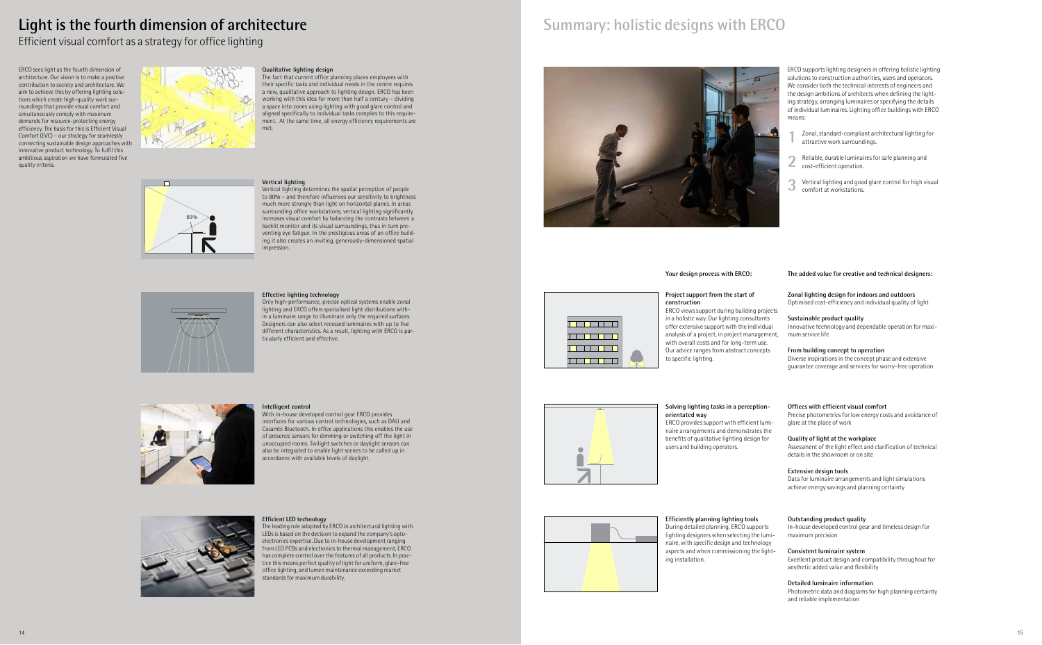# Light is the fourth dimension of architecture

## Efficient visual comfort as a strategy for office lighting

ERCO sees light as the fourth dimension of architecture. Our vision is to make a positive contribution to society and architecture. We aim to achieve this by offering lighting solutions which create high-quality work surroundings that provide visual comfort and simultaneously comply with maximum demands for resource-protecting energy efficiency. The basis for this is Efficient Visual Comfort (EVC) – our strategy for seamlessly connecting sustainable design approaches with innovative product technology. To fulfil this ambitious aspiration we have formulated five quality criteria.

**Qualitative lighting design**
The fact that current office planning places employees with their specific tasks and individual needs in the centre requires a new, qualitative approach to lighting design. ERCO has been working with this idea for more than half a century – dividing a space into zones using lighting with good glare control and aligned specifically to individual tasks complies to this requirement. At the same time, all energy efficiency requirements are met.

80%

**Vertical lighting**
Vertical lighting determines the spatial perception of people to 80% – and therefore influences our sensitivity to brightness much more strongly than light on horizontal planes. In areas surrounding office workstations, vertical lighting significantly increases visual comfort by balancing the contrasts between a backlit monitor and its visual surroundings, thus in turn preventing eye fatigue. In the prestigious areas of an office building it also creates an inviting, generously-dimensioned spatial impression.

**Effective lighting technology**
Only high-performance, precise optical systems enable zonal lighting and ERCO offers specialised light distributions within a luminaire range to illuminate only the required surfaces. Designers can also select recessed luminaires with up to five different characteristics. As a result, lighting with ERCO is particularly efficient and effective.

**Intelligent control**
With in-house developed control gear ERCO provides interfaces for various control technologies, such as DALI and Casambi Bluetooth. In office applications this enables the use of presence sensors for dimming or switching off the light in unoccupied rooms. Twilight switches or daylight sensors can also be integrated to enable light scenes to be called up in accordance with available levels of daylight.

**Efficient LED technology**
The leading role adopted by ERCO in architectural lighting with LEDs is based on the decision to expand the company's optoelectronics expertise. Due to in-house development ranging from LED PCBs and electronics to thermal management, ERCO has complete control over the features of all products. In practice this means perfect quality of light for uniform, glare-free office lighting, and lumen maintenance exceeding market standards for maximum durability.

# Summary: holistic designs with ERCO

ERCO supports lighting designers in offering holistic lighting solutions to construction authorities, users and operators. We consider both the technical interests of engineers and the design ambitions of architects when defining the lighting strategy, arranging luminaires or specifying the details of individual luminaires. Lighting office buildings with ERCO means:

1. Zonal, standard-compliant architectural lighting for attractive work surroundings.
2. Reliable, durable luminaires for safe planning and cost-efficient operation.
3. Vertical lighting and good glare control for high visual comfort at workstations.

**Your design process with ERCO:**

**Project support from the start of construction**
ERCO views support during building projects in a holistic way. Our lighting consultants offer extensive support with the individual analysis of a project, in project management, with overall costs and for long-term use. Our advice ranges from abstract concepts to specific lighting.

**Solving lighting tasks in a perception-orientated way**
ERCO provides support with efficient luminaire arrangements and demonstrates the benefits of qualitative lighting design for users and building operators.

**Efficiently planning lighting tools**
During detailed planning, ERCO supports lighting designers when selecting the luminaire, with specific design and technology aspects and when commissioning the lighting installation.

**The added value for creative and technical designers:**

**Zonal lighting design for indoors and outdoors**
Optimised cost-efficiency and individual quality of light

**Sustainable product quality**
Innovative technology and dependable operation for maximum service life

**From building concept to operation**
Diverse inspirations in the concept phase and extensive guarantee coverage and services for worry-free operation

**Offices with efficient visual comfort**
Precise photometrics for low energy costs and avoidance of glare at the place of work

**Quality of light at the workplace**
Assessment of the light effect and clarification of technical details in the showroom or on site

**Extensive design tools**
Data for luminaire arrangements and light simulations achieve energy savings and planning certainty

**Outstanding product quality**
In-house developed control gear and timeless design for maximum precision

**Consistent luminaire system**
Excellent product design and compatibility throughout for aesthetic added value and flexibility

**Detailed luminaire information**
Photometric data and diagrams for high planning certainty and reliable implementation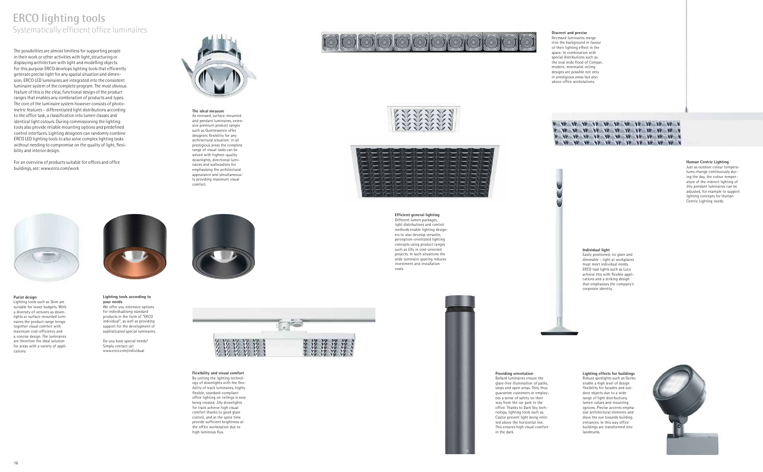# ERCO lighting tools

## Systematically efficient office luminaires

The possibilities are almost limitless for supporting people in their work or other activities with light, structuring or displaying architecture with light and modelling objects. For this purpose ERCO develops lighting tools that efficiently generate precise light for any spatial situation and dimension. ERCO LED luminaires are integrated into the consistent luminaire system of the complete program. The most obvious feature of this is the clear, functional design of the product ranges that enables any combination of products and types. The core of the luminaire system however consists of photometric features – differentiated light distributions according to the office task, a classification into lumen classes and identical light colours. During commissioning the lighting tools also provide reliable mounting options and predefined control interfaces. Lighting designers can randomly combine ERCO LED lighting tools to also solve complex lighting tasks without needing to compromise on the quality of light, flexibility and interior design.

For an overview of products suitable for offices and office buildings, see: www.erco.com/work

**The ideal measure**
As recessed, surface-mounted and pendant luminaires, extensive premium product ranges such as Quintessence offer designers flexibility for any architectural situation: in all prestigious areas the complete range of visual tasks can be solved with highest-quality downlights, directional luminaires and wallwashers for emphasising the architectural appearance and simultaneously providing maximum visual comfort.

**Purist design**
Lighting tools such as Skim are suitable for lower budgets. With a diversity of versions as downlights or surface-mounted luminaires the product range brings together visual comfort with maximum cost-efficiency and a concise design. The luminaires are therefore the ideal solution for areas with a variety of applications.

**Lighting tools according to your needs**
We offer you extensive options for individualising standard products in the form of "ERCO individual", as well as providing support for the development of sophisticated special luminaires.

Do you have special needs? Simply contact us! www.erco.com/individual

**Flexibility and visual comfort**
By uniting the lighting technology of downlights with the flexibility of track luminaires, highly flexible, standard-compliant office lighting on ceilings is now being created. Jilly downlights for track achieve high visual comfort thanks to good glare control, and at the same time provide sufficient brightness at the office workstation due to high luminous flux.

**Efficient general lighting**
Different lumen packages, light distributions and control methods enable lighting designers to also develop versatile, perception-orientated lighting concepts using product ranges such as Jilly in cost-oriented projects. In such situations the wide luminaire spacing reduces investment and installation costs.

**Discreet and precise**
Recessed luminaires merge into the background in favour of their lighting effect in the space. In combination with special distributions such as the oval wide flood of Compar, modern, minimalist ceiling designs are possible not only in prestigious areas but also above office workstations.

**Human Centric Lighting**
Just as outdoor colour temperatures change continuously during the day, the colour temperature of the indirect lighting of Jilly pendant luminaires can be adjusted, for example to support lighting concepts for Human Centric Lighting needs.

**Individual light**
Easily positioned, no glare and dimmable – light at workplaces must meet individual needs. ERCO task lights such as Lucy achieve this with flexible applications and a striking design that emphasises the company's corporate identity.

**Providing orientation**
Bollard luminaires ensure the glare-free illumination of paths, steps and open areas. They thus guarantee customers or employees a sense of safety on their way from the car park to the office. Thanks to Dark Sky technology, lighting tools such as Castor prevent light being emitted above the horizontal line. This ensures high visual comfort in the dark.

**Lighting effects for buildings**
Robust spotlights such as Gecko enable a high level of design flexibility for facades and outdoor objects due to a wide range of light distributions, lumen values and mounting options. Precise accents emphasise architectural elements and draw the eye towards building entrances. In this way office buildings are transformed into landmarks.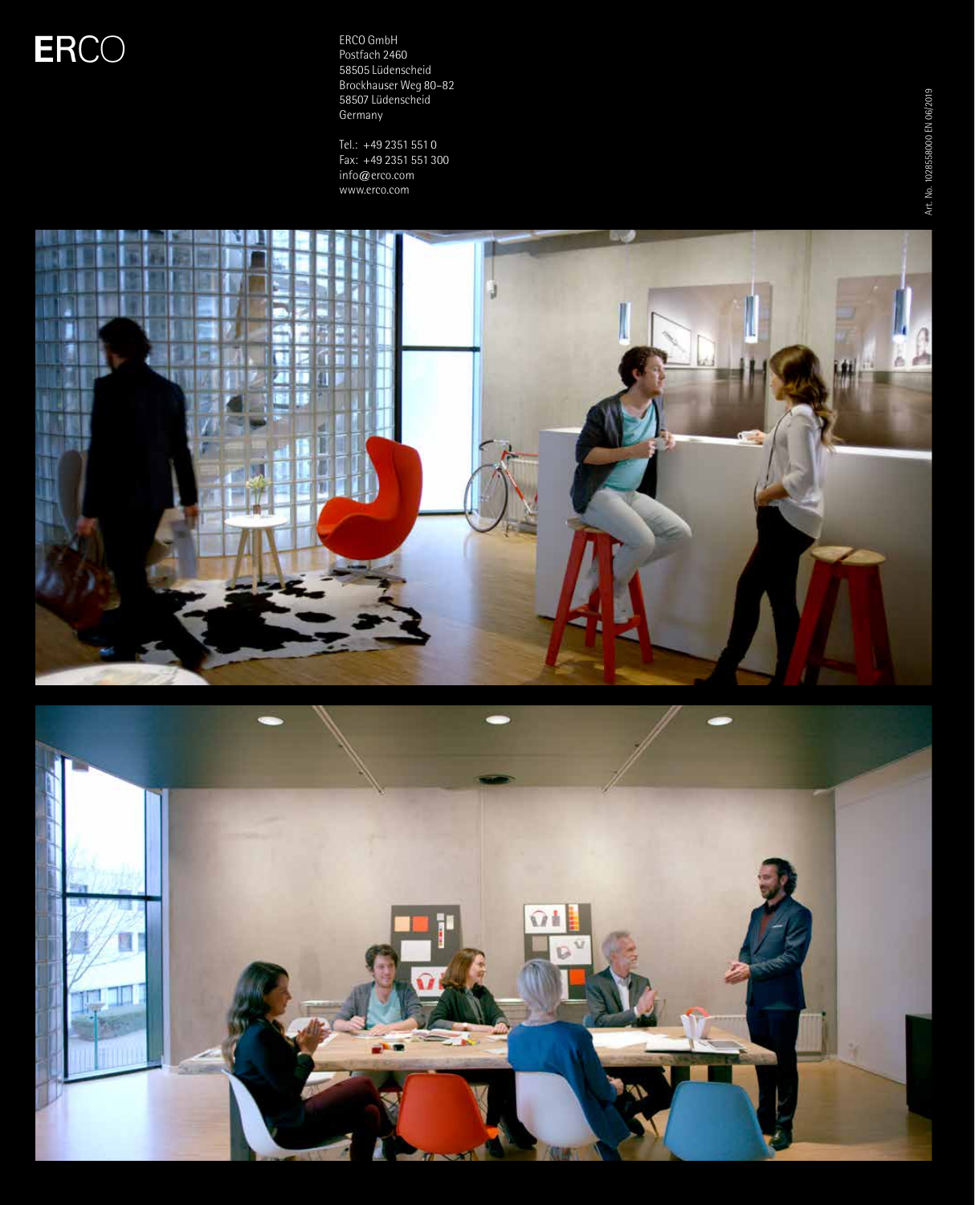# ERCO

ERCO GmbH
Postfach 2460
58505 Lüdenscheid
Brockhauser Weg 80–82
58507 Lüdenscheid
Germany

Tel.: +49 2351 551 0
Fax: +49 2351 551 300
info@erco.com
www.erco.com

Art. No. 10285580000 EN 06/2019